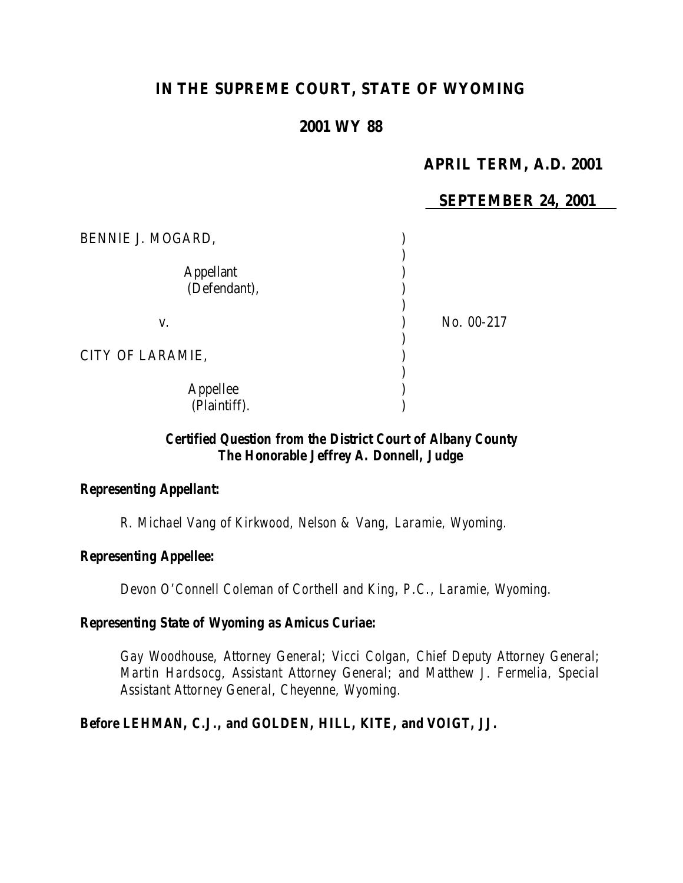# IN THE SUPREME COURT, STATE OF WYOMING

## 2001 WY 88

**APRIL TERM, A.D. 2001**

**SEPTEMBER 24, 2001**

BENNIE J. MOGARD,

Appellant (Defendant),

v. No. 00-217

CITY OF LARAMIE,

Appellee (Plaintiff).

**Certified Question from the District Court of Albany County**
**The Honorable Jeffrey A. Donnell, Judge**

**Representing Appellant:**

R. Michael Vang of Kirkwood, Nelson & Vang, Laramie, Wyoming.

**Representing Appellee:**

Devon O'Connell Coleman of Corthell and King, P.C., Laramie, Wyoming.

**Representing State of Wyoming as Amicus Curiae:**

Gay Woodhouse, Attorney General; Vicci Colgan, Chief Deputy Attorney General; Martin Hardsocg, Assistant Attorney General; and Matthew J. Fermelia, Special Assistant Attorney General, Cheyenne, Wyoming.

**Before LEHMAN, C.J., and GOLDEN, HILL, KITE, and VOIGT, JJ.**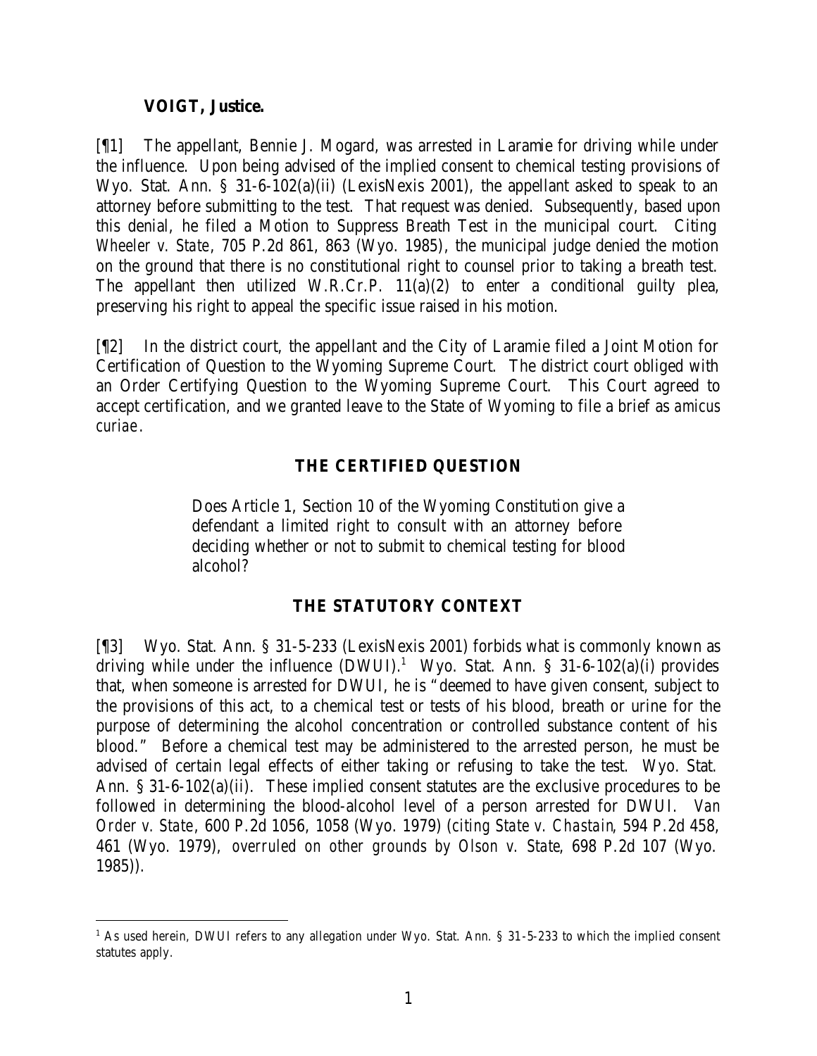**VOIGT, Justice.**

[¶1] The appellant, Bennie J. Mogard, was arrested in Laramie for driving while under the influence. Upon being advised of the implied consent to chemical testing provisions of Wyo. Stat. Ann. § 31-6-102(a)(ii) (LexisNexis 2001), the appellant asked to speak to an attorney before submitting to the test. That request was denied. Subsequently, based upon this denial, he filed a Motion to Suppress Breath Test in the municipal court. Citing *Wheeler v. State*, 705 P.2d 861, 863 (Wyo. 1985), the municipal judge denied the motion on the ground that there is no constitutional right to counsel prior to taking a breath test. The appellant then utilized W.R.Cr.P. 11(a)(2) to enter a conditional guilty plea, preserving his right to appeal the specific issue raised in his motion.

[¶2] In the district court, the appellant and the City of Laramie filed a Joint Motion for Certification of Question to the Wyoming Supreme Court. The district court obliged with an Order Certifying Question to the Wyoming Supreme Court. This Court agreed to accept certification, and we granted leave to the State of Wyoming to file a brief as *amicus curiae*.

## THE CERTIFIED QUESTION

> Does Article 1, Section 10 of the Wyoming Constitution give a defendant a limited right to consult with an attorney before deciding whether or not to submit to chemical testing for blood alcohol?

## THE STATUTORY CONTEXT

[¶3] Wyo. Stat. Ann. § 31-5-233 (LexisNexis 2001) forbids what is commonly known as driving while under the influence (DWUI).[1] Wyo. Stat. Ann. § 31-6-102(a)(i) provides that, when someone is arrested for DWUI, he is "deemed to have given consent, subject to the provisions of this act, to a chemical test or tests of his blood, breath or urine for the purpose of determining the alcohol concentration or controlled substance content of his blood." Before a chemical test may be administered to the arrested person, he must be advised of certain legal effects of either taking or refusing to take the test. Wyo. Stat. Ann. § 31-6-102(a)(ii). These implied consent statutes are the exclusive procedures to be followed in determining the blood-alcohol level of a person arrested for DWUI. *Van Order v. State*, 600 P.2d 1056, 1058 (Wyo. 1979) (*citing State v. Chastain*, 594 P.2d 458, 461 (Wyo. 1979), *overruled on other grounds by Olson v. State*, 698 P.2d 107 (Wyo. 1985)).

---

[1] As used herein, DWUI refers to any allegation under Wyo. Stat. Ann. § 31-5-233 to which the implied consent statutes apply.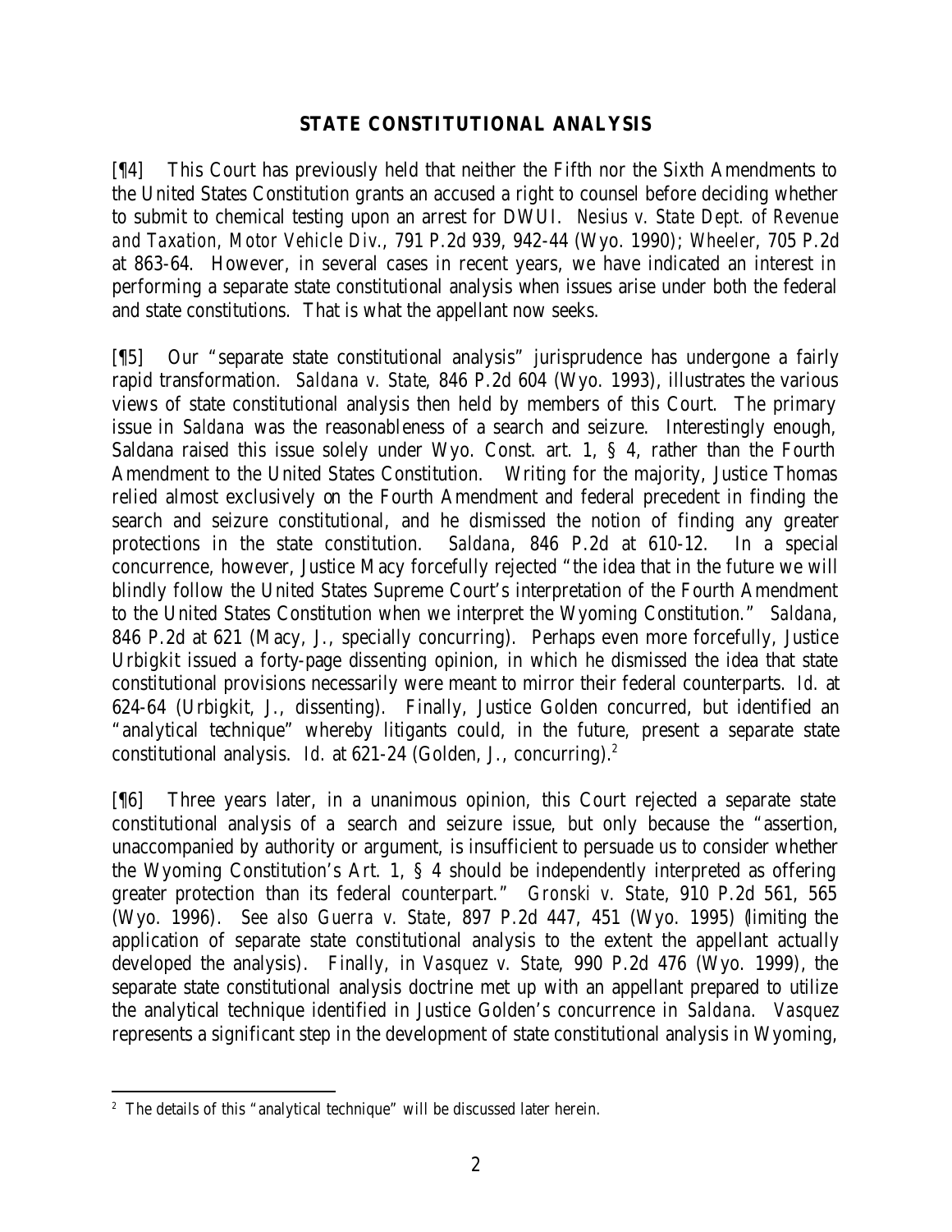## STATE CONSTITUTIONAL ANALYSIS

[¶4] This Court has previously held that neither the Fifth nor the Sixth Amendments to the United States Constitution grants an accused a right to counsel before deciding whether to submit to chemical testing upon an arrest for DWUI. *Nesius v. State Dept. of Revenue and Taxation, Motor Vehicle Div.*, 791 P.2d 939, 942-44 (Wyo. 1990); *Wheeler*, 705 P.2d at 863-64. However, in several cases in recent years, we have indicated an interest in performing a separate state constitutional analysis when issues arise under both the federal and state constitutions. That is what the appellant now seeks.

[¶5] Our "separate state constitutional analysis" jurisprudence has undergone a fairly rapid transformation. *Saldana v. State*, 846 P.2d 604 (Wyo. 1993), illustrates the various views of state constitutional analysis then held by members of this Court. The primary issue in *Saldana* was the reasonableness of a search and seizure. Interestingly enough, Saldana raised this issue solely under Wyo. Const. art. 1, § 4, rather than the Fourth Amendment to the United States Constitution. Writing for the majority, Justice Thomas relied almost exclusively on the Fourth Amendment and federal precedent in finding the search and seizure constitutional, and he dismissed the notion of finding any greater protections in the state constitution. *Saldana*, 846 P.2d at 610-12. In a special concurrence, however, Justice Macy forcefully rejected "the idea that in the future we will blindly follow the United States Supreme Court's interpretation of the Fourth Amendment to the United States Constitution when we interpret the Wyoming Constitution." *Saldana*, 846 P.2d at 621 (Macy, J., specially concurring). Perhaps even more forcefully, Justice Urbigkit issued a forty-page dissenting opinion, in which he dismissed the idea that state constitutional provisions necessarily were meant to mirror their federal counterparts. *Id.* at 624-64 (Urbigkit, J., dissenting). Finally, Justice Golden concurred, but identified an "analytical technique" whereby litigants could, in the future, present a separate state constitutional analysis. *Id.* at 621-24 (Golden, J., concurring).[2]

[¶6] Three years later, in a unanimous opinion, this Court rejected a separate state constitutional analysis of a search and seizure issue, but only because the "assertion, unaccompanied by authority or argument, is insufficient to persuade us to consider whether the Wyoming Constitution's Art. 1, § 4 should be independently interpreted as offering greater protection than its federal counterpart." *Gronski v. State*, 910 P.2d 561, 565 (Wyo. 1996). *See also Guerra v. State*, 897 P.2d 447, 451 (Wyo. 1995) (limiting the application of separate state constitutional analysis to the extent the appellant actually developed the analysis). Finally, in *Vasquez v. State*, 990 P.2d 476 (Wyo. 1999), the separate state constitutional analysis doctrine met up with an appellant prepared to utilize the analytical technique identified in Justice Golden's concurrence in *Saldana*. *Vasquez* represents a significant step in the development of state constitutional analysis in Wyoming,

---

[2] The details of this "analytical technique" will be discussed later herein.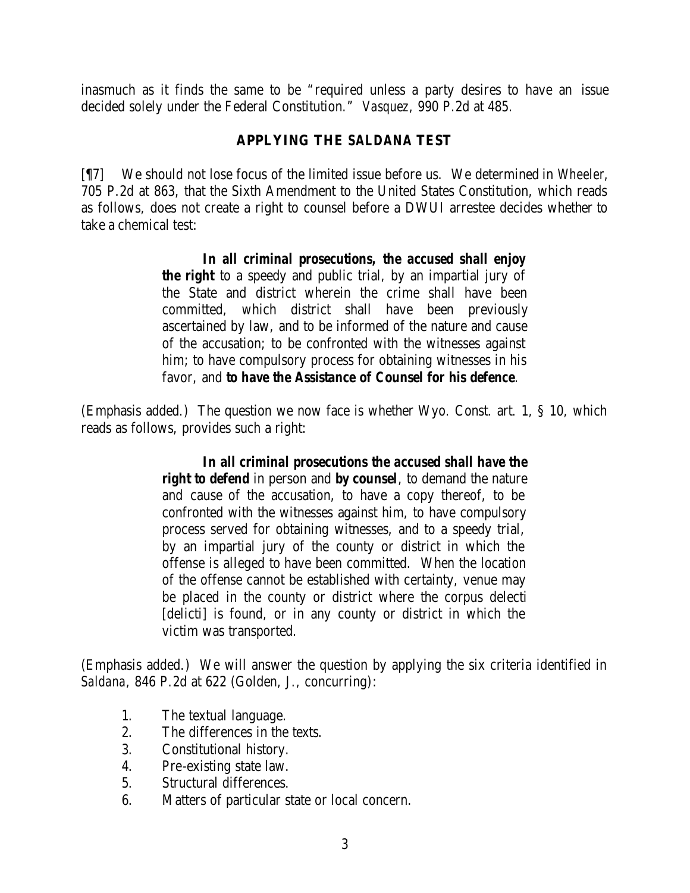inasmuch as it finds the same to be "required unless a party desires to have an issue decided solely under the Federal Constitution." *Vasquez*, 990 P.2d at 485.

## APPLYING THE SALDANA TEST

[¶7] We should not lose focus of the limited issue before us. We determined in *Wheeler*, 705 P.2d at 863, that the Sixth Amendment to the United States Constitution, which reads as follows, does not create a right to counsel before a DWUI arrestee decides whether to take a chemical test:

> **In all criminal prosecutions, the accused shall enjoy the right** to a speedy and public trial, by an impartial jury of the State and district wherein the crime shall have been committed, which district shall have been previously ascertained by law, and to be informed of the nature and cause of the accusation; to be confronted with the witnesses against him; to have compulsory process for obtaining witnesses in his favor, and **to have the Assistance of Counsel for his defence**.

(Emphasis added.) The question we now face is whether Wyo. Const. art. 1, § 10, which reads as follows, provides such a right:

> **In all criminal prosecutions the accused shall have the right to defend** in person and **by counsel**, to demand the nature and cause of the accusation, to have a copy thereof, to be confronted with the witnesses against him, to have compulsory process served for obtaining witnesses, and to a speedy trial, by an impartial jury of the county or district in which the offense is alleged to have been committed. When the location of the offense cannot be established with certainty, venue may be placed in the county or district where the corpus delecti [delicti] is found, or in any county or district in which the victim was transported.

(Emphasis added.) We will answer the question by applying the six criteria identified in *Saldana*, 846 P.2d at 622 (Golden, J., concurring):

1. The textual language.
2. The differences in the texts.
3. Constitutional history.
4. Pre-existing state law.
5. Structural differences.
6. Matters of particular state or local concern.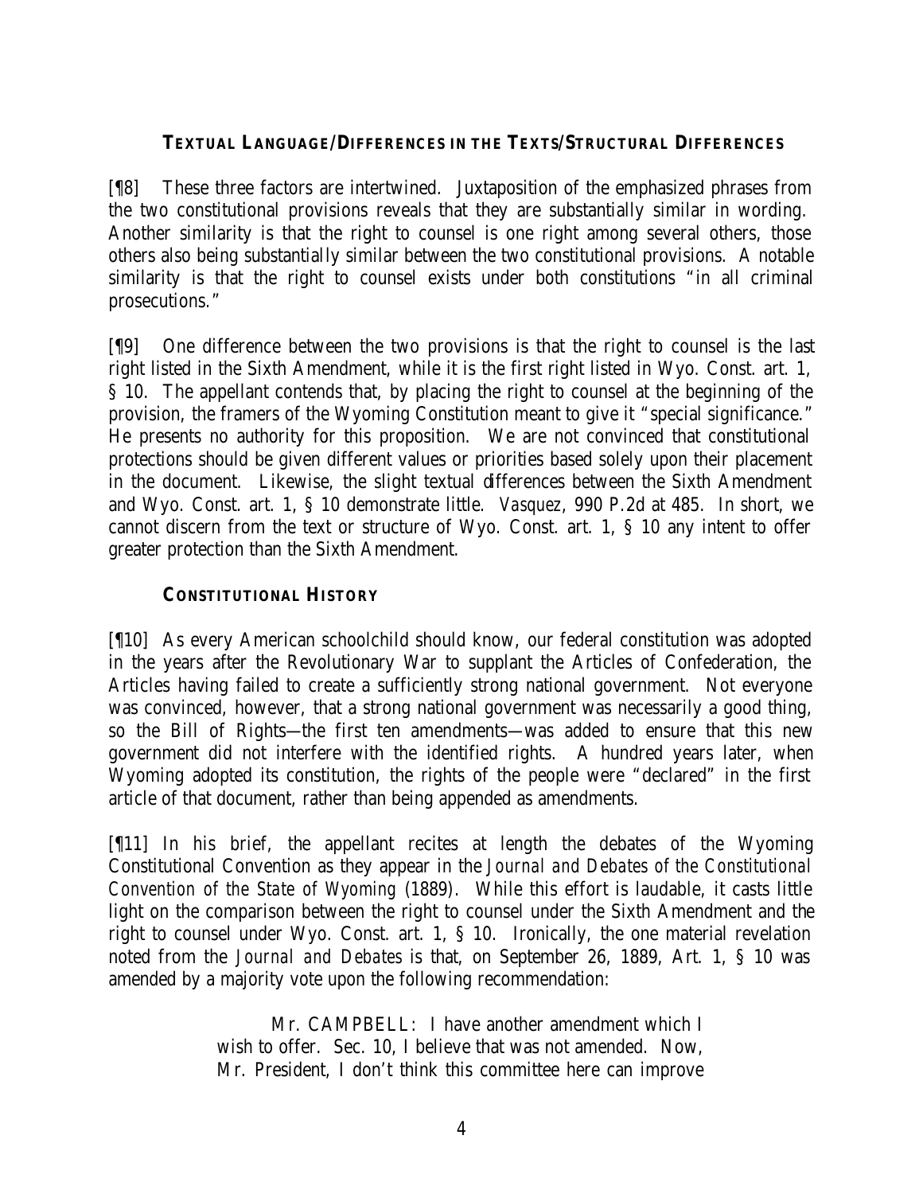### TEXTUAL LANGUAGE/DIFFERENCES IN THE TEXTS/STRUCTURAL DIFFERENCES

[¶8] These three factors are intertwined. Juxtaposition of the emphasized phrases from the two constitutional provisions reveals that they are substantially similar in wording. Another similarity is that the right to counsel is one right among several others, those others also being substantially similar between the two constitutional provisions. A notable similarity is that the right to counsel exists under both constitutions "in all criminal prosecutions."

[¶9] One difference between the two provisions is that the right to counsel is the last right listed in the Sixth Amendment, while it is the first right listed in Wyo. Const. art. 1, § 10. The appellant contends that, by placing the right to counsel at the beginning of the provision, the framers of the Wyoming Constitution meant to give it "special significance." He presents no authority for this proposition. We are not convinced that constitutional protections should be given different values or priorities based solely upon their placement in the document. Likewise, the slight textual differences between the Sixth Amendment and Wyo. Const. art. 1, § 10 demonstrate little. *Vasquez*, 990 P.2d at 485. In short, we cannot discern from the text or structure of Wyo. Const. art. 1, § 10 any intent to offer greater protection than the Sixth Amendment.

### CONSTITUTIONAL HISTORY

[¶10] As every American schoolchild should know, our federal constitution was adopted in the years after the Revolutionary War to supplant the Articles of Confederation, the Articles having failed to create a sufficiently strong national government. Not everyone was convinced, however, that a strong national government was necessarily a good thing, so the Bill of Rights—the first ten amendments—was added to ensure that this new government did not interfere with the identified rights. A hundred years later, when Wyoming adopted its constitution, the rights of the people were "declared" in the first article of that document, rather than being appended as amendments.

[¶11] In his brief, the appellant recites at length the debates of the Wyoming Constitutional Convention as they appear in the *Journal and Debates of the Constitutional Convention of the State of Wyoming* (1889). While this effort is laudable, it casts little light on the comparison between the right to counsel under the Sixth Amendment and the right to counsel under Wyo. Const. art. 1, § 10. Ironically, the one material revelation noted from the *Journal and Debates* is that, on September 26, 1889, Art. 1, § 10 was amended by a majority vote upon the following recommendation:

> Mr. CAMPBELL: I have another amendment which I wish to offer. Sec. 10, I believe that was not amended. Now, Mr. President, I don't think this committee here can improve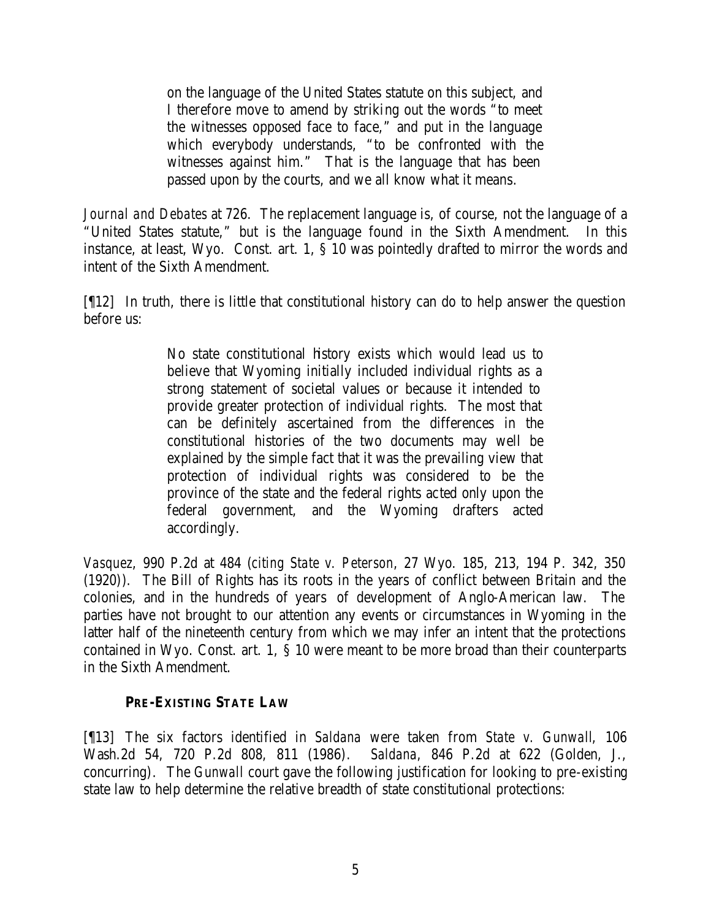> on the language of the United States statute on this subject, and I therefore move to amend by striking out the words "to meet the witnesses opposed face to face," and put in the language which everybody understands, "to be confronted with the witnesses against him." That is the language that has been passed upon by the courts, and we all know what it means.

*Journal and Debates* at 726. The replacement language is, of course, not the language of a "United States statute," but is the language found in the Sixth Amendment. In this instance, at least, Wyo. Const. art. 1, § 10 was pointedly drafted to mirror the words and intent of the Sixth Amendment.

[¶12] In truth, there is little that constitutional history can do to help answer the question before us:

> No state constitutional history exists which would lead us to believe that Wyoming initially included individual rights as a strong statement of societal values or because it intended to provide greater protection of individual rights. The most that can be definitely ascertained from the differences in the constitutional histories of the two documents may well be explained by the simple fact that it was the prevailing view that protection of individual rights was considered to be the province of the state and the federal rights acted only upon the federal government, and the Wyoming drafters acted accordingly.

*Vasquez*, 990 P.2d at 484 (*citing State v. Peterson*, 27 Wyo. 185, 213, 194 P. 342, 350 (1920)). The Bill of Rights has its roots in the years of conflict between Britain and the colonies, and in the hundreds of years of development of Anglo-American law. The parties have not brought to our attention any events or circumstances in Wyoming in the latter half of the nineteenth century from which we may infer an intent that the protections contained in Wyo. Const. art. 1, § 10 were meant to be more broad than their counterparts in the Sixth Amendment.

**PRE-EXISTING STATE LAW**

[¶13] The six factors identified in *Saldana* were taken from *State v. Gunwall*, 106 Wash.2d 54, 720 P.2d 808, 811 (1986). *Saldana*, 846 P.2d at 622 (Golden, J., concurring). The *Gunwall* court gave the following justification for looking to pre-existing state law to help determine the relative breadth of state constitutional protections: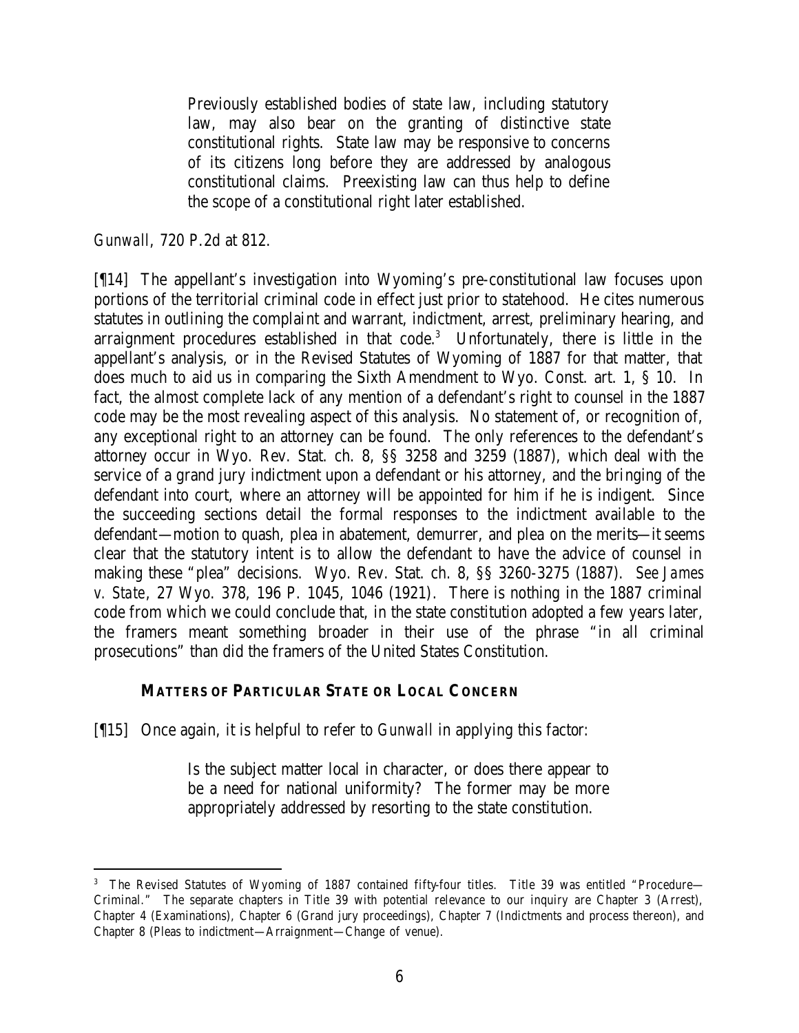> Previously established bodies of state law, including statutory law, may also bear on the granting of distinctive state constitutional rights. State law may be responsive to concerns of its citizens long before they are addressed by analogous constitutional claims. Preexisting law can thus help to define the scope of a constitutional right later established.

*Gunwall*, 720 P.2d at 812.

[¶14] The appellant's investigation into Wyoming's pre-constitutional law focuses upon portions of the territorial criminal code in effect just prior to statehood. He cites numerous statutes in outlining the complaint and warrant, indictment, arrest, preliminary hearing, and arraignment procedures established in that code.[3] Unfortunately, there is little in the appellant's analysis, or in the Revised Statutes of Wyoming of 1887 for that matter, that does much to aid us in comparing the Sixth Amendment to Wyo. Const. art. 1, § 10. In fact, the almost complete lack of any mention of a defendant's right to counsel in the 1887 code may be the most revealing aspect of this analysis. No statement of, or recognition of, any exceptional right to an attorney can be found. The only references to the defendant's attorney occur in Wyo. Rev. Stat. ch. 8, §§ 3258 and 3259 (1887), which deal with the service of a grand jury indictment upon a defendant or his attorney, and the bringing of the defendant into court, where an attorney will be appointed for him if he is indigent. Since the succeeding sections detail the formal responses to the indictment available to the defendant—motion to quash, plea in abatement, demurrer, and plea on the merits—it seems clear that the statutory intent is to allow the defendant to have the advice of counsel in making these "plea" decisions. Wyo. Rev. Stat. ch. 8, §§ 3260-3275 (1887). *See James v. State*, 27 Wyo. 378, 196 P. 1045, 1046 (1921). There is nothing in the 1887 criminal code from which we could conclude that, in the state constitution adopted a few years later, the framers meant something broader in their use of the phrase "in all criminal prosecutions" than did the framers of the United States Constitution.

### MATTERS OF PARTICULAR STATE OR LOCAL CONCERN

[¶15] Once again, it is helpful to refer to *Gunwall* in applying this factor:

> Is the subject matter local in character, or does there appear to be a need for national uniformity? The former may be more appropriately addressed by resorting to the state constitution.

---

[3] The Revised Statutes of Wyoming of 1887 contained fifty-four titles. Title 39 was entitled "Procedure—Criminal." The separate chapters in Title 39 with potential relevance to our inquiry are Chapter 3 (Arrest), Chapter 4 (Examinations), Chapter 6 (Grand jury proceedings), Chapter 7 (Indictments and process thereon), and Chapter 8 (Pleas to indictment—Arraignment—Change of venue).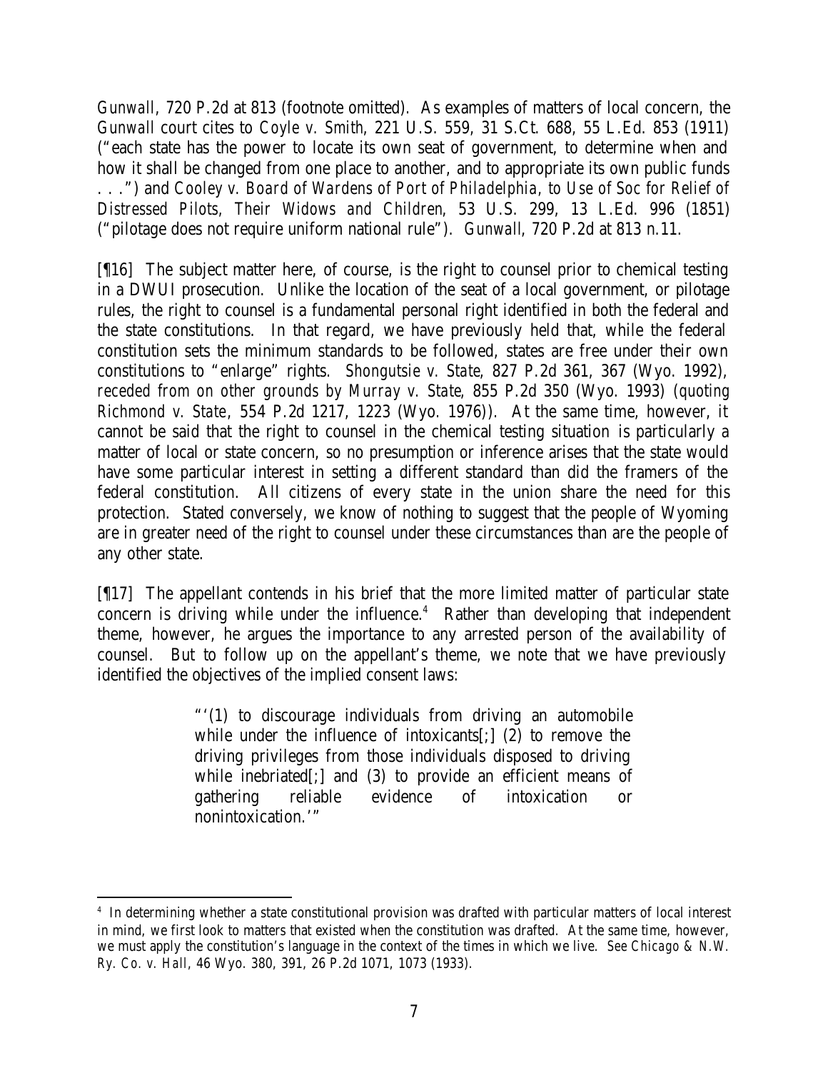*Gunwall*, 720 P.2d at 813 (footnote omitted). As examples of matters of local concern, the *Gunwall* court cites to *Coyle v. Smith*, 221 U.S. 559, 31 S.Ct. 688, 55 L.Ed. 853 (1911) ("each state has the power to locate its own seat of government, to determine when and how it shall be changed from one place to another, and to appropriate its own public funds . . .") and *Cooley v. Board of Wardens of Port of Philadelphia, to Use of Soc for Relief of Distressed Pilots, Their Widows and Children*, 53 U.S. 299, 13 L.Ed. 996 (1851) ("pilotage does not require uniform national rule"). *Gunwall*, 720 P.2d at 813 n.11.

[¶16] The subject matter here, of course, is the right to counsel prior to chemical testing in a DWUI prosecution. Unlike the location of the seat of a local government, or pilotage rules, the right to counsel is a fundamental personal right identified in both the federal and the state constitutions. In that regard, we have previously held that, while the federal constitution sets the minimum standards to be followed, states are free under their own constitutions to "enlarge" rights. *Shongutsie v. State*, 827 P.2d 361, 367 (Wyo. 1992), *receded from on other grounds by Murray v. State*, 855 P.2d 350 (Wyo. 1993) (*quoting Richmond v. State*, 554 P.2d 1217, 1223 (Wyo. 1976)). At the same time, however, it cannot be said that the right to counsel in the chemical testing situation is particularly a matter of local or state concern, so no presumption or inference arises that the state would have some particular interest in setting a different standard than did the framers of the federal constitution. All citizens of every state in the union share the need for this protection. Stated conversely, we know of nothing to suggest that the people of Wyoming are in greater need of the right to counsel under these circumstances than are the people of any other state.

[¶17] The appellant contends in his brief that the more limited matter of particular state concern is driving while under the influence.[4] Rather than developing that independent theme, however, he argues the importance to any arrested person of the availability of counsel. But to follow up on the appellant's theme, we note that we have previously identified the objectives of the implied consent laws:

> "'(1) to discourage individuals from driving an automobile while under the influence of intoxicants[;] (2) to remove the driving privileges from those individuals disposed to driving while inebriated[;] and (3) to provide an efficient means of gathering reliable evidence of intoxication or nonintoxication.'"

---

[4] In determining whether a state constitutional provision was drafted with particular matters of local interest in mind, we first look to matters that existed when the constitution was drafted. At the same time, however, we must apply the constitution's language in the context of the times in which we live. *See Chicago & N.W. Ry. Co. v. Hall*, 46 Wyo. 380, 391, 26 P.2d 1071, 1073 (1933).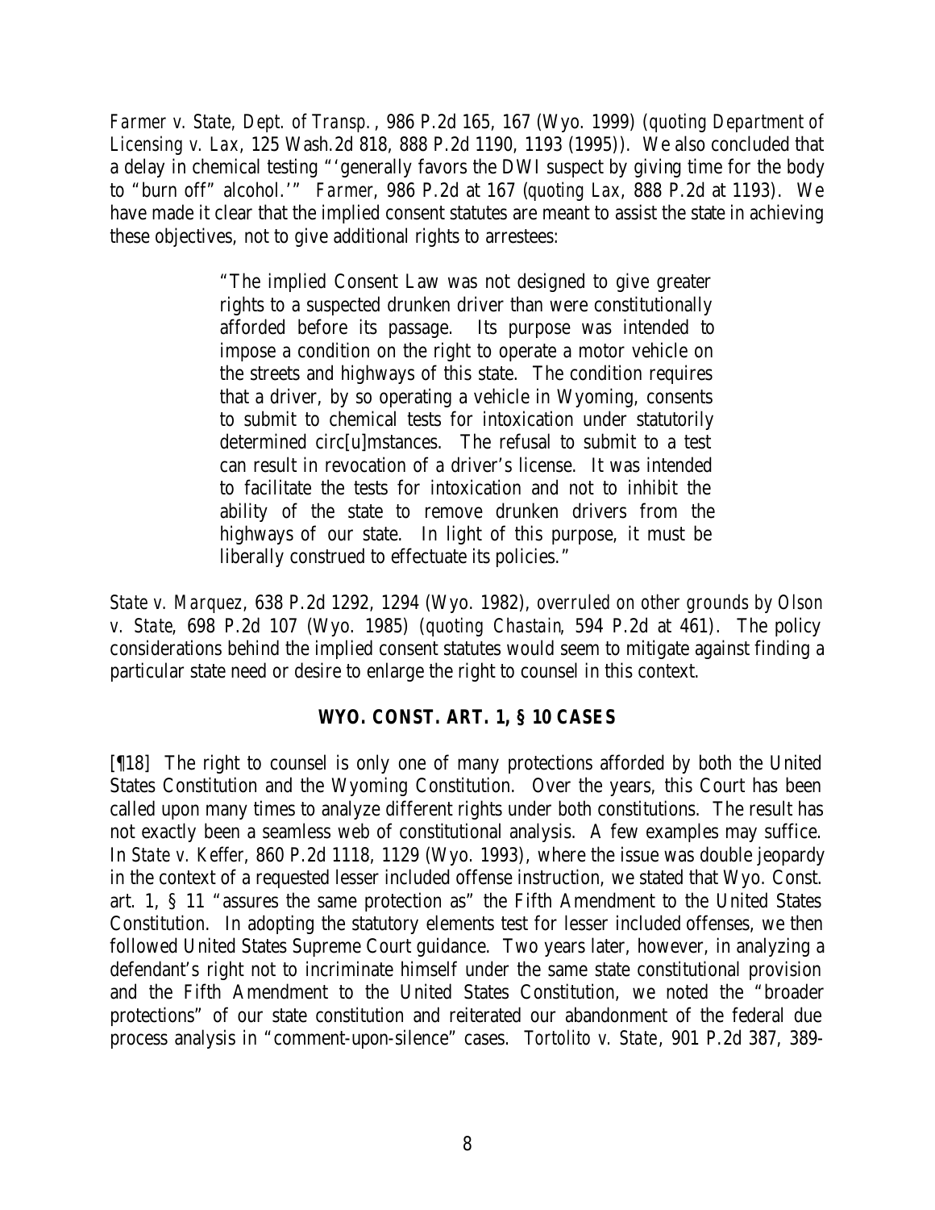*Farmer v. State, Dept. of Transp.*, 986 P.2d 165, 167 (Wyo. 1999) (*quoting Department of Licensing v. Lax*, 125 Wash.2d 818, 888 P.2d 1190, 1193 (1995)). We also concluded that a delay in chemical testing "'generally favors the DWI suspect by giving time for the body to "burn off" alcohol.'" *Farmer*, 986 P.2d at 167 (*quoting Lax*, 888 P.2d at 1193). We have made it clear that the implied consent statutes are meant to assist the state in achieving these objectives, not to give additional rights to arrestees:

> "The implied Consent Law was not designed to give greater rights to a suspected drunken driver than were constitutionally afforded before its passage. Its purpose was intended to impose a condition on the right to operate a motor vehicle on the streets and highways of this state. The condition requires that a driver, by so operating a vehicle in Wyoming, consents to submit to chemical tests for intoxication under statutorily determined circ[u]mstances. The refusal to submit to a test can result in revocation of a driver's license. It was intended to facilitate the tests for intoxication and not to inhibit the ability of the state to remove drunken drivers from the highways of our state. In light of this purpose, it must be liberally construed to effectuate its policies."

*State v. Marquez*, 638 P.2d 1292, 1294 (Wyo. 1982), *overruled on other grounds by Olson v. State*, 698 P.2d 107 (Wyo. 1985) (*quoting Chastain*, 594 P.2d at 461). The policy considerations behind the implied consent statutes would seem to mitigate against finding a particular state need or desire to enlarge the right to counsel in this context.

## WYO. CONST. ART. 1, § 10 CASES

[¶18] The right to counsel is only one of many protections afforded by both the United States Constitution and the Wyoming Constitution. Over the years, this Court has been called upon many times to analyze different rights under both constitutions. The result has not exactly been a seamless web of constitutional analysis. A few examples may suffice. In *State v. Keffer*, 860 P.2d 1118, 1129 (Wyo. 1993), where the issue was double jeopardy in the context of a requested lesser included offense instruction, we stated that Wyo. Const. art. 1, § 11 "assures the same protection as" the Fifth Amendment to the United States Constitution. In adopting the statutory elements test for lesser included offenses, we then followed United States Supreme Court guidance. Two years later, however, in analyzing a defendant's right not to incriminate himself under the same state constitutional provision and the Fifth Amendment to the United States Constitution, we noted the "broader protections" of our state constitution and reiterated our abandonment of the federal due process analysis in "comment-upon-silence" cases. *Tortolito v. State*, 901 P.2d 387, 389-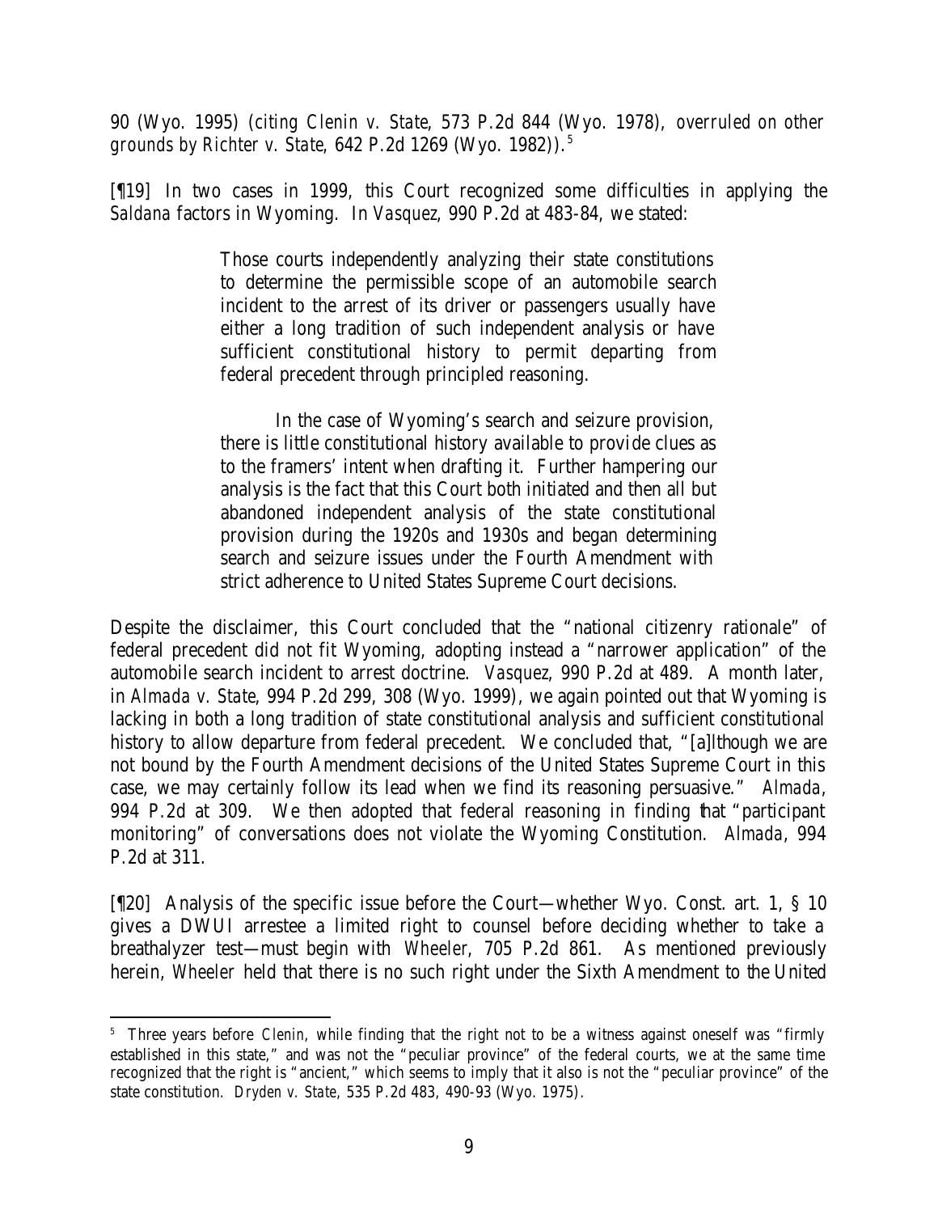90 (Wyo. 1995) (*citing Clenin v. State*, 573 P.2d 844 (Wyo. 1978), *overruled on other grounds by Richter v. State*, 642 P.2d 1269 (Wyo. 1982)).[5]

[¶19] In two cases in 1999, this Court recognized some difficulties in applying the *Saldana* factors in Wyoming. In *Vasquez*, 990 P.2d at 483-84, we stated:

> Those courts independently analyzing their state constitutions to determine the permissible scope of an automobile search incident to the arrest of its driver or passengers usually have either a long tradition of such independent analysis or have sufficient constitutional history to permit departing from federal precedent through principled reasoning.
>
> In the case of Wyoming's search and seizure provision, there is little constitutional history available to provide clues as to the framers' intent when drafting it. Further hampering our analysis is the fact that this Court both initiated and then all but abandoned independent analysis of the state constitutional provision during the 1920s and 1930s and began determining search and seizure issues under the Fourth Amendment with strict adherence to United States Supreme Court decisions.

Despite the disclaimer, this Court concluded that the "national citizenry rationale" of federal precedent did not fit Wyoming, adopting instead a "narrower application" of the automobile search incident to arrest doctrine. *Vasquez*, 990 P.2d at 489. A month later, in *Almada v. State*, 994 P.2d 299, 308 (Wyo. 1999), we again pointed out that Wyoming is lacking in both a long tradition of state constitutional analysis and sufficient constitutional history to allow departure from federal precedent. We concluded that, "[a]lthough we are not bound by the Fourth Amendment decisions of the United States Supreme Court in this case, we may certainly follow its lead when we find its reasoning persuasive." *Almada*, 994 P.2d at 309. We then adopted that federal reasoning in finding that "participant monitoring" of conversations does not violate the Wyoming Constitution. *Almada*, 994 P.2d at 311.

[¶20] Analysis of the specific issue before the Court—whether Wyo. Const. art. 1, § 10 gives a DWUI arrestee a limited right to counsel before deciding whether to take a breathalyzer test—must begin with *Wheeler*, 705 P.2d 861. As mentioned previously herein, *Wheeler* held that there is no such right under the Sixth Amendment to the United

---

[5] Three years before *Clenin*, while finding that the right not to be a witness against oneself was "firmly established in this state," and was not the "peculiar province" of the federal courts, we at the same time recognized that the right is "ancient," which seems to imply that it also is not the "peculiar province" of the state constitution. *Dryden v. State*, 535 P.2d 483, 490-93 (Wyo. 1975).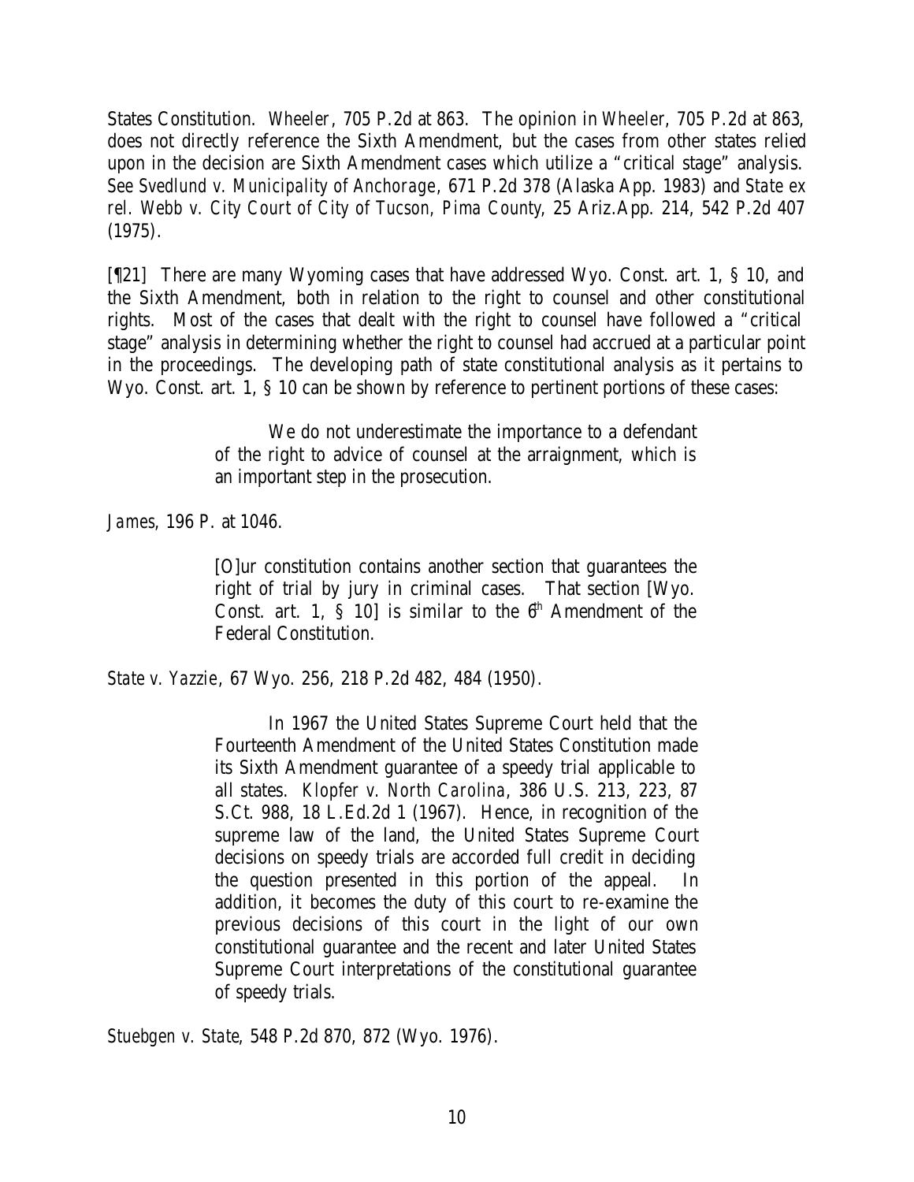States Constitution. *Wheeler*, 705 P.2d at 863. The opinion in *Wheeler*, 705 P.2d at 863, does not directly reference the Sixth Amendment, but the cases from other states relied upon in the decision are Sixth Amendment cases which utilize a "critical stage" analysis. *See Svedlund v. Municipality of Anchorage*, 671 P.2d 378 (Alaska App. 1983) and *State ex rel. Webb v. City Court of City of Tucson, Pima County*, 25 Ariz.App. 214, 542 P.2d 407 (1975).

[¶21] There are many Wyoming cases that have addressed Wyo. Const. art. 1, § 10, and the Sixth Amendment, both in relation to the right to counsel and other constitutional rights. Most of the cases that dealt with the right to counsel have followed a "critical stage" analysis in determining whether the right to counsel had accrued at a particular point in the proceedings. The developing path of state constitutional analysis as it pertains to Wyo. Const. art. 1, § 10 can be shown by reference to pertinent portions of these cases:

> We do not underestimate the importance to a defendant of the right to advice of counsel at the arraignment, which is an important step in the prosecution.

*James*, 196 P. at 1046.

> [O]ur constitution contains another section that guarantees the right of trial by jury in criminal cases. That section [Wyo. Const. art. 1, § 10] is similar to the 6th Amendment of the Federal Constitution.

*State v. Yazzie*, 67 Wyo. 256, 218 P.2d 482, 484 (1950).

> In 1967 the United States Supreme Court held that the Fourteenth Amendment of the United States Constitution made its Sixth Amendment guarantee of a speedy trial applicable to all states. *Klopfer v. North Carolina*, 386 U.S. 213, 223, 87 S.Ct. 988, 18 L.Ed.2d 1 (1967). Hence, in recognition of the supreme law of the land, the United States Supreme Court decisions on speedy trials are accorded full credit in deciding the question presented in this portion of the appeal. In addition, it becomes the duty of this court to re-examine the previous decisions of this court in the light of our own constitutional guarantee and the recent and later United States Supreme Court interpretations of the constitutional guarantee of speedy trials.

*Stuebgen v. State*, 548 P.2d 870, 872 (Wyo. 1976).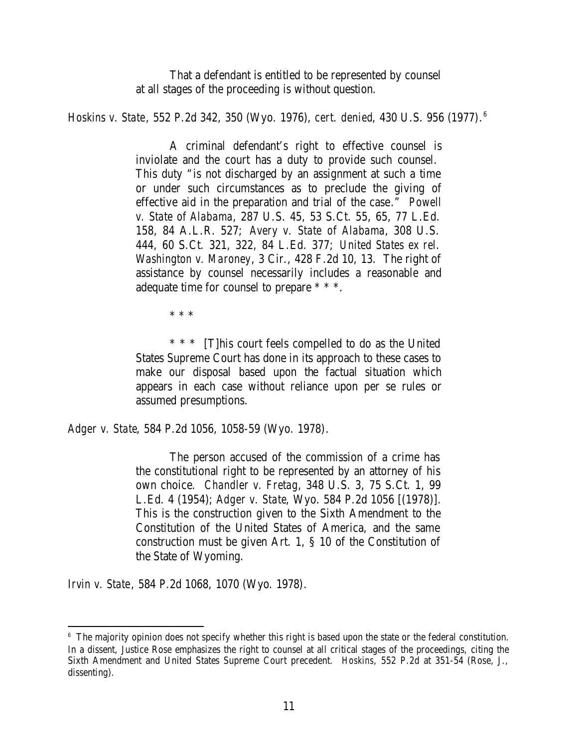> That a defendant is entitled to be represented by counsel at all stages of the proceeding is without question.

*Hoskins v. State*, 552 P.2d 342, 350 (Wyo. 1976), *cert. denied*, 430 U.S. 956 (1977).[6]

> A criminal defendant's right to effective counsel is inviolate and the court has a duty to provide such counsel. This duty "is not discharged by an assignment at such a time or under such circumstances as to preclude the giving of effective aid in the preparation and trial of the case." *Powell v. State of Alabama*, 287 U.S. 45, 53 S.Ct. 55, 65, 77 L.Ed. 158, 84 A.L.R. 527; *Avery v. State of Alabama*, 308 U.S. 444, 60 S.Ct. 321, 322, 84 L.Ed. 377; *United States ex rel. Washington v. Maroney*, 3 Cir., 428 F.2d 10, 13. The right of assistance by counsel necessarily includes a reasonable and adequate time for counsel to prepare * * *.
>
> * * *
>
> * * * [T]his court feels compelled to do as the United States Supreme Court has done in its approach to these cases to make our disposal based upon the factual situation which appears in each case without reliance upon per se rules or assumed presumptions.

*Adger v. State*, 584 P.2d 1056, 1058-59 (Wyo. 1978).

> The person accused of the commission of a crime has the constitutional right to be represented by an attorney of his own choice. *Chandler v. Fretag*, 348 U.S. 3, 75 S.Ct. 1, 99 L.Ed. 4 (1954); *Adger v. State*, Wyo. 584 P.2d 1056 [(1978)]. This is the construction given to the Sixth Amendment to the Constitution of the United States of America, and the same construction must be given Art. 1, § 10 of the Constitution of the State of Wyoming.

*Irvin v. State*, 584 P.2d 1068, 1070 (Wyo. 1978).

---

[6] The majority opinion does not specify whether this right is based upon the state or the federal constitution. In a dissent, Justice Rose emphasizes the right to counsel at all critical stages of the proceedings, citing the Sixth Amendment and United States Supreme Court precedent. *Hoskins*, 552 P.2d at 351-54 (Rose, J., dissenting).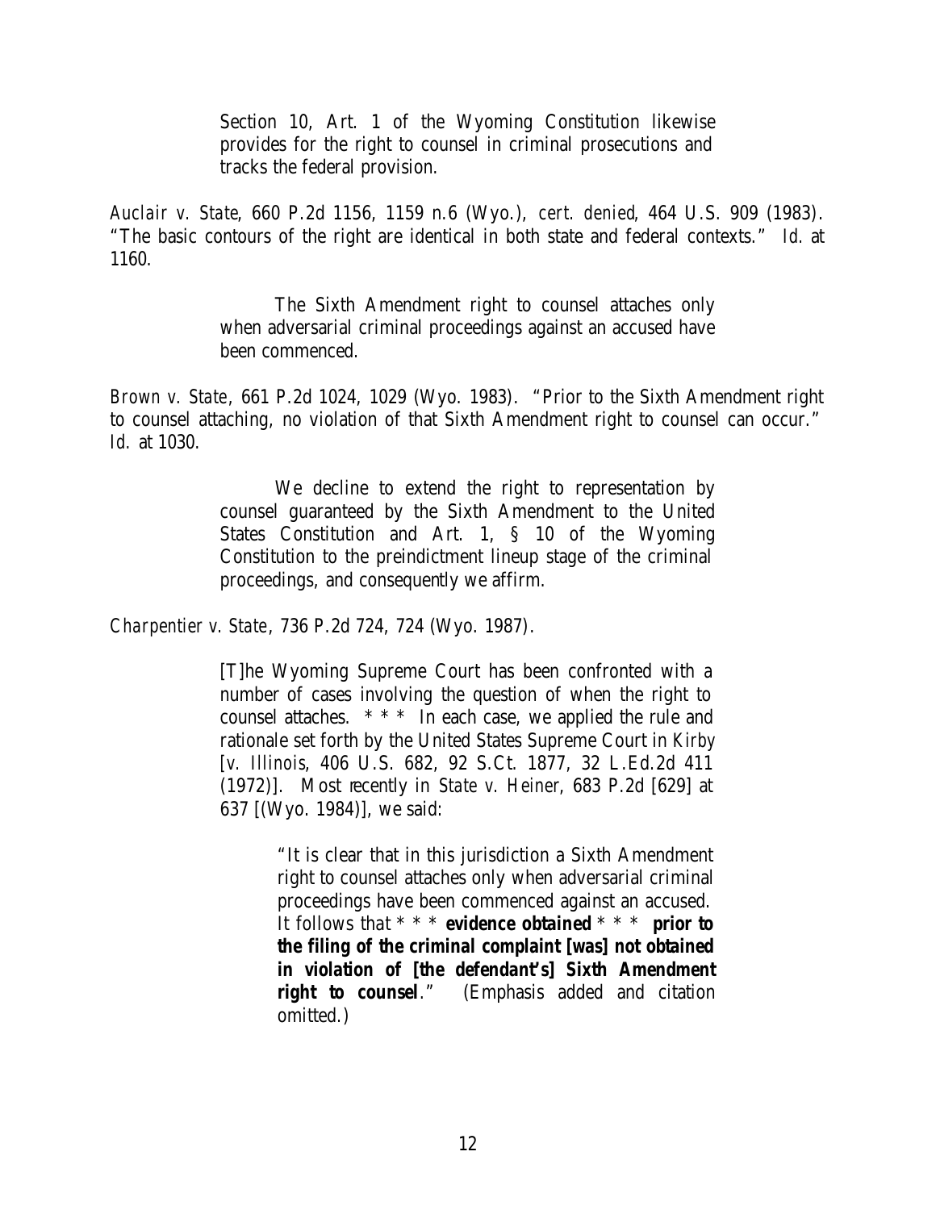> Section 10, Art. 1 of the Wyoming Constitution likewise provides for the right to counsel in criminal prosecutions and tracks the federal provision.

*Auclair v. State*, 660 P.2d 1156, 1159 n.6 (Wyo.), *cert. denied*, 464 U.S. 909 (1983). "The basic contours of the right are identical in both state and federal contexts." *Id.* at 1160.

> The Sixth Amendment right to counsel attaches only when adversarial criminal proceedings against an accused have been commenced.

*Brown v. State*, 661 P.2d 1024, 1029 (Wyo. 1983). "Prior to the Sixth Amendment right to counsel attaching, no violation of that Sixth Amendment right to counsel can occur." *Id.* at 1030.

> We decline to extend the right to representation by counsel guaranteed by the Sixth Amendment to the United States Constitution and Art. 1, § 10 of the Wyoming Constitution to the preindictment lineup stage of the criminal proceedings, and consequently we affirm.

*Charpentier v. State*, 736 P.2d 724, 724 (Wyo. 1987).

> [T]he Wyoming Supreme Court has been confronted with a number of cases involving the question of when the right to counsel attaches. * * * In each case, we applied the rule and rationale set forth by the United States Supreme Court in *Kirby* [*v. Illinois*, 406 U.S. 682, 92 S.Ct. 1877, 32 L.Ed.2d 411 (1972)]. Most recently in *State v. Heiner*, 683 P.2d [629] at 637 [(Wyo. 1984)], we said:
>
> > "It is clear that in this jurisdiction a Sixth Amendment right to counsel attaches only when adversarial criminal proceedings have been commenced against an accused. It follows that * * * **evidence obtained** * * * **prior to the filing of the criminal complaint [was] not obtained in violation of [the defendant's] Sixth Amendment right to counsel**." (Emphasis added and citation omitted.)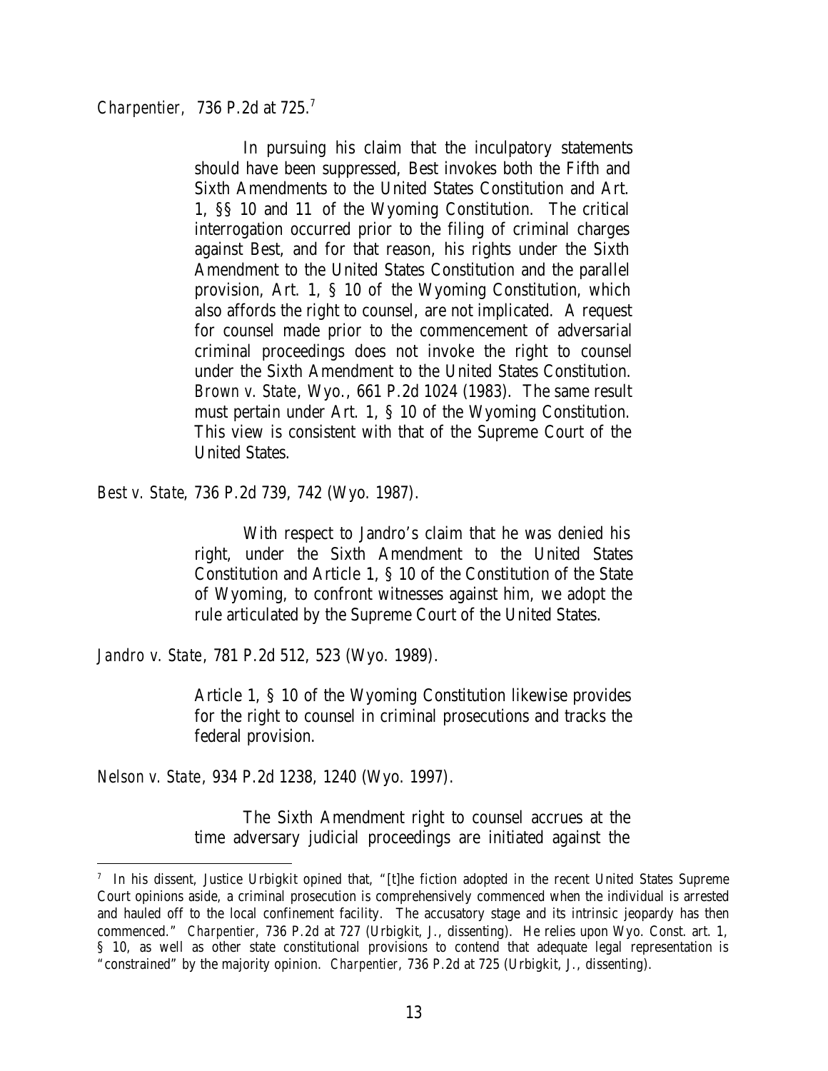*Charpentier*, 736 P.2d at 725.[7]

> In pursuing his claim that the inculpatory statements should have been suppressed, Best invokes both the Fifth and Sixth Amendments to the United States Constitution and Art. 1, §§ 10 and 11 of the Wyoming Constitution. The critical interrogation occurred prior to the filing of criminal charges against Best, and for that reason, his rights under the Sixth Amendment to the United States Constitution and the parallel provision, Art. 1, § 10 of the Wyoming Constitution, which also affords the right to counsel, are not implicated. A request for counsel made prior to the commencement of adversarial criminal proceedings does not invoke the right to counsel under the Sixth Amendment to the United States Constitution. *Brown v. State*, Wyo., 661 P.2d 1024 (1983). The same result must pertain under Art. 1, § 10 of the Wyoming Constitution. This view is consistent with that of the Supreme Court of the United States.

*Best v. State*, 736 P.2d 739, 742 (Wyo. 1987).

> With respect to Jandro's claim that he was denied his right, under the Sixth Amendment to the United States Constitution and Article 1, § 10 of the Constitution of the State of Wyoming, to confront witnesses against him, we adopt the rule articulated by the Supreme Court of the United States.

*Jandro v. State*, 781 P.2d 512, 523 (Wyo. 1989).

> Article 1, § 10 of the Wyoming Constitution likewise provides for the right to counsel in criminal prosecutions and tracks the federal provision.

*Nelson v. State*, 934 P.2d 1238, 1240 (Wyo. 1997).

> The Sixth Amendment right to counsel accrues at the time adversary judicial proceedings are initiated against the

---

[7] In his dissent, Justice Urbigkit opined that, "[t]he fiction adopted in the recent United States Supreme Court opinions aside, a criminal prosecution is comprehensively commenced when the individual is arrested and hauled off to the local confinement facility. The accusatory stage and its intrinsic jeopardy has then commenced." *Charpentier*, 736 P.2d at 727 (Urbigkit, J., dissenting). He relies upon Wyo. Const. art. 1, § 10, as well as other state constitutional provisions to contend that adequate legal representation is "constrained" by the majority opinion. *Charpentier*, 736 P.2d at 725 (Urbigkit, J., dissenting).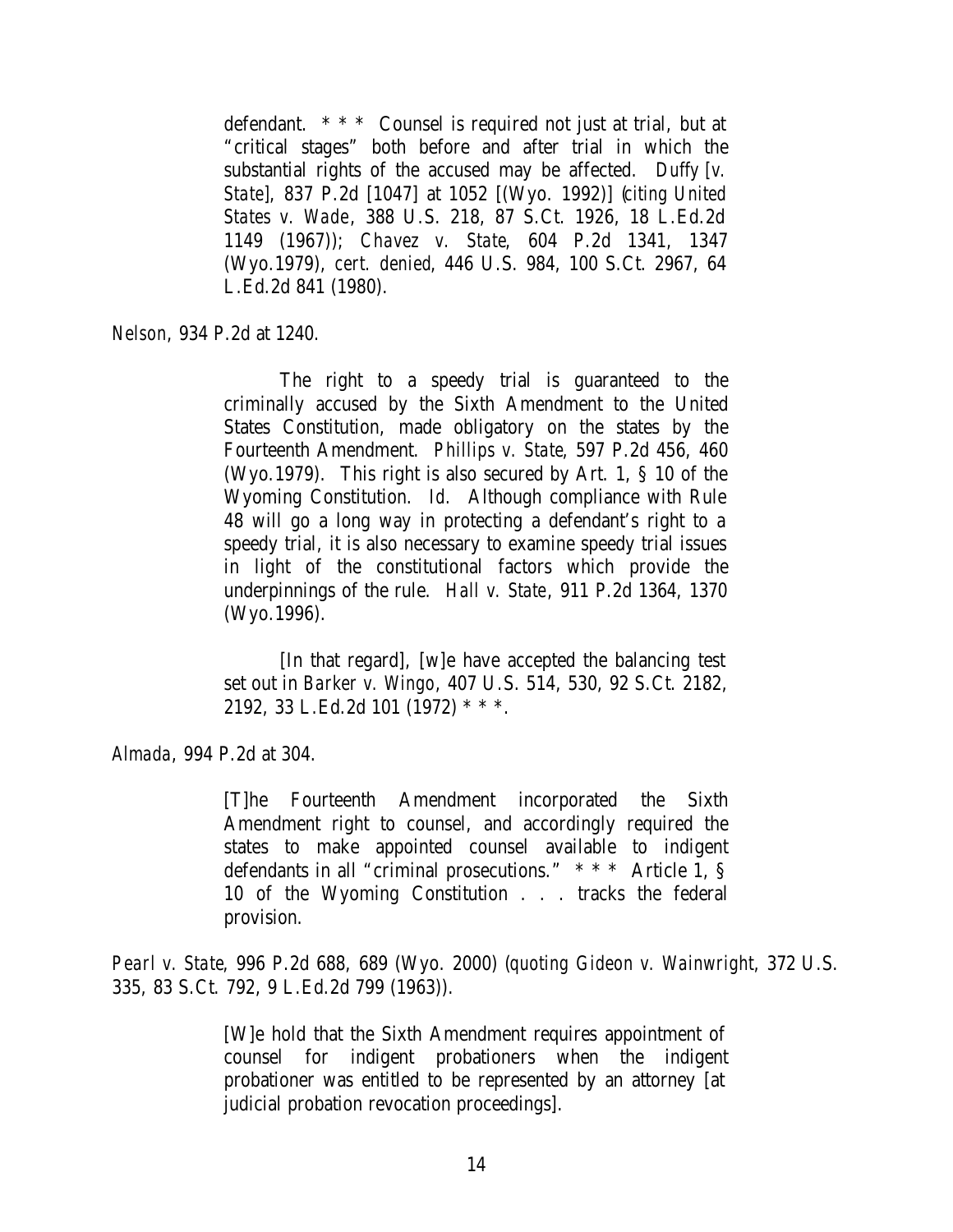> defendant. * * * Counsel is required not just at trial, but at "critical stages" both before and after trial in which the substantial rights of the accused may be affected. *Duffy [v. State]*, 837 P.2d [1047] at 1052 [(Wyo. 1992)] (*citing United States v. Wade*, 388 U.S. 218, 87 S.Ct. 1926, 18 L.Ed.2d 1149 (1967)); *Chavez v. State*, 604 P.2d 1341, 1347 (Wyo.1979), *cert. denied*, 446 U.S. 984, 100 S.Ct. 2967, 64 L.Ed.2d 841 (1980).

*Nelson*, 934 P.2d at 1240.

> The right to a speedy trial is guaranteed to the criminally accused by the Sixth Amendment to the United States Constitution, made obligatory on the states by the Fourteenth Amendment. *Phillips v. State*, 597 P.2d 456, 460 (Wyo.1979). This right is also secured by Art. 1, § 10 of the Wyoming Constitution. *Id.* Although compliance with Rule 48 will go a long way in protecting a defendant's right to a speedy trial, it is also necessary to examine speedy trial issues in light of the constitutional factors which provide the underpinnings of the rule. *Hall v. State*, 911 P.2d 1364, 1370 (Wyo.1996).
>
> [In that regard], [w]e have accepted the balancing test set out in *Barker v. Wingo*, 407 U.S. 514, 530, 92 S.Ct. 2182, 2192, 33 L.Ed.2d 101 (1972) * * *.

*Almada*, 994 P.2d at 304.

> [T]he Fourteenth Amendment incorporated the Sixth Amendment right to counsel, and accordingly required the states to make appointed counsel available to indigent defendants in all "criminal prosecutions." * * * Article 1, § 10 of the Wyoming Constitution . . . tracks the federal provision.

*Pearl v. State*, 996 P.2d 688, 689 (Wyo. 2000) (*quoting Gideon v. Wainwright*, 372 U.S. 335, 83 S.Ct. 792, 9 L.Ed.2d 799 (1963)).

> [W]e hold that the Sixth Amendment requires appointment of counsel for indigent probationers when the indigent probationer was entitled to be represented by an attorney [at judicial probation revocation proceedings].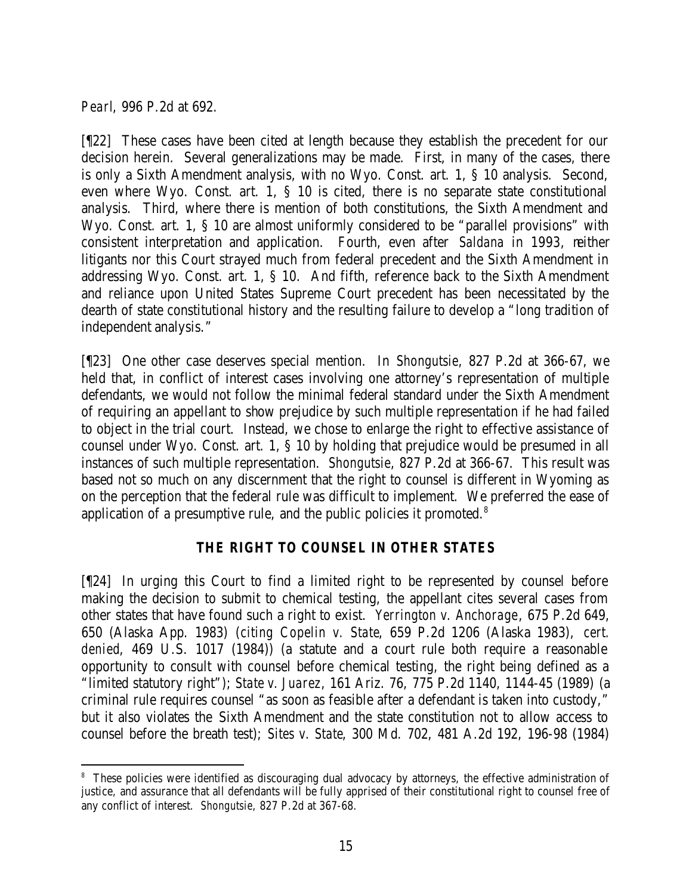*Pearl*, 996 P.2d at 692.

[¶22] These cases have been cited at length because they establish the precedent for our decision herein. Several generalizations may be made. First, in many of the cases, there is only a Sixth Amendment analysis, with no Wyo. Const. art. 1, § 10 analysis. Second, even where Wyo. Const. art. 1, § 10 is cited, there is no separate state constitutional analysis. Third, where there is mention of both constitutions, the Sixth Amendment and Wyo. Const. art. 1, § 10 are almost uniformly considered to be "parallel provisions" with consistent interpretation and application. Fourth, even after *Saldana* in 1993, neither litigants nor this Court strayed much from federal precedent and the Sixth Amendment in addressing Wyo. Const. art. 1, § 10. And fifth, reference back to the Sixth Amendment and reliance upon United States Supreme Court precedent has been necessitated by the dearth of state constitutional history and the resulting failure to develop a "long tradition of independent analysis."

[¶23] One other case deserves special mention. In *Shongutsie*, 827 P.2d at 366-67, we held that, in conflict of interest cases involving one attorney's representation of multiple defendants, we would not follow the minimal federal standard under the Sixth Amendment of requiring an appellant to show prejudice by such multiple representation if he had failed to object in the trial court. Instead, we chose to enlarge the right to effective assistance of counsel under Wyo. Const. art. 1, § 10 by holding that prejudice would be presumed in all instances of such multiple representation. *Shongutsie*, 827 P.2d at 366-67. This result was based not so much on any discernment that the right to counsel is different in Wyoming as on the perception that the federal rule was difficult to implement. We preferred the ease of application of a presumptive rule, and the public policies it promoted.[8]

## THE RIGHT TO COUNSEL IN OTHER STATES

[¶24] In urging this Court to find a limited right to be represented by counsel before making the decision to submit to chemical testing, the appellant cites several cases from other states that have found such a right to exist. *Yerrington v. Anchorage*, 675 P.2d 649, 650 (Alaska App. 1983) (*citing Copelin v. State*, 659 P.2d 1206 (Alaska 1983), *cert. denied*, 469 U.S. 1017 (1984)) (a statute and a court rule both require a reasonable opportunity to consult with counsel before chemical testing, the right being defined as a "limited statutory right"); *State v. Juarez*, 161 Ariz. 76, 775 P.2d 1140, 1144-45 (1989) (a criminal rule requires counsel "as soon as feasible after a defendant is taken into custody," but it also violates the Sixth Amendment and the state constitution not to allow access to counsel before the breath test); *Sites v. State*, 300 Md. 702, 481 A.2d 192, 196-98 (1984)

---

[8] These policies were identified as discouraging dual advocacy by attorneys, the effective administration of justice, and assurance that all defendants will be fully apprised of their constitutional right to counsel free of any conflict of interest. *Shongutsie*, 827 P.2d at 367-68.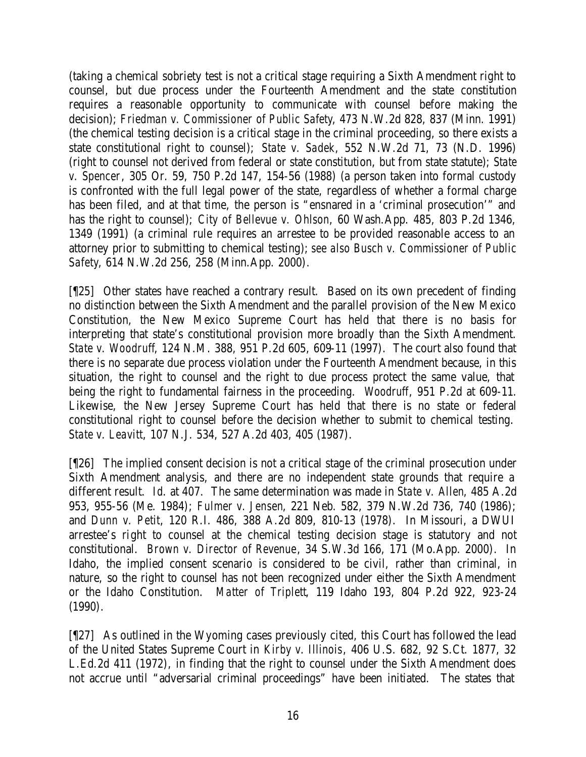(taking a chemical sobriety test is not a critical stage requiring a Sixth Amendment right to counsel, but due process under the Fourteenth Amendment and the state constitution requires a reasonable opportunity to communicate with counsel before making the decision); *Friedman v. Commissioner of Public Safety*, 473 N.W.2d 828, 837 (Minn. 1991) (the chemical testing decision is a critical stage in the criminal proceeding, so there exists a state constitutional right to counsel); *State v. Sadek*, 552 N.W.2d 71, 73 (N.D. 1996) (right to counsel not derived from federal or state constitution, but from state statute); *State v. Spencer*, 305 Or. 59, 750 P.2d 147, 154-56 (1988) (a person taken into formal custody is confronted with the full legal power of the state, regardless of whether a formal charge has been filed, and at that time, the person is "ensnared in a 'criminal prosecution'" and has the right to counsel); *City of Bellevue v. Ohlson*, 60 Wash.App. 485, 803 P.2d 1346, 1349 (1991) (a criminal rule requires an arrestee to be provided reasonable access to an attorney prior to submitting to chemical testing); *see also Busch v. Commissioner of Public Safety*, 614 N.W.2d 256, 258 (Minn.App. 2000).

[¶25] Other states have reached a contrary result. Based on its own precedent of finding no distinction between the Sixth Amendment and the parallel provision of the New Mexico Constitution, the New Mexico Supreme Court has held that there is no basis for interpreting that state's constitutional provision more broadly than the Sixth Amendment. *State v. Woodruff*, 124 N.M. 388, 951 P.2d 605, 609-11 (1997). The court also found that there is no separate due process violation under the Fourteenth Amendment because, in this situation, the right to counsel and the right to due process protect the same value, that being the right to fundamental fairness in the proceeding. *Woodruff*, 951 P.2d at 609-11. Likewise, the New Jersey Supreme Court has held that there is no state or federal constitutional right to counsel before the decision whether to submit to chemical testing. *State v. Leavitt*, 107 N.J. 534, 527 A.2d 403, 405 (1987).

[¶26] The implied consent decision is not a critical stage of the criminal prosecution under Sixth Amendment analysis, and there are no independent state grounds that require a different result. *Id.* at 407. The same determination was made in *State v. Allen*, 485 A.2d 953, 955-56 (Me. 1984); *Fulmer v. Jensen*, 221 Neb. 582, 379 N.W.2d 736, 740 (1986); and *Dunn v. Petit*, 120 R.I. 486, 388 A.2d 809, 810-13 (1978). In Missouri, a DWUI arrestee's right to counsel at the chemical testing decision stage is statutory and not constitutional. *Brown v. Director of Revenue*, 34 S.W.3d 166, 171 (Mo.App. 2000). In Idaho, the implied consent scenario is considered to be civil, rather than criminal, in nature, so the right to counsel has not been recognized under either the Sixth Amendment or the Idaho Constitution. *Matter of Triplett*, 119 Idaho 193, 804 P.2d 922, 923-24 (1990).

[¶27] As outlined in the Wyoming cases previously cited, this Court has followed the lead of the United States Supreme Court in *Kirby v. Illinois*, 406 U.S. 682, 92 S.Ct. 1877, 32 L.Ed.2d 411 (1972), in finding that the right to counsel under the Sixth Amendment does not accrue until "adversarial criminal proceedings" have been initiated. The states that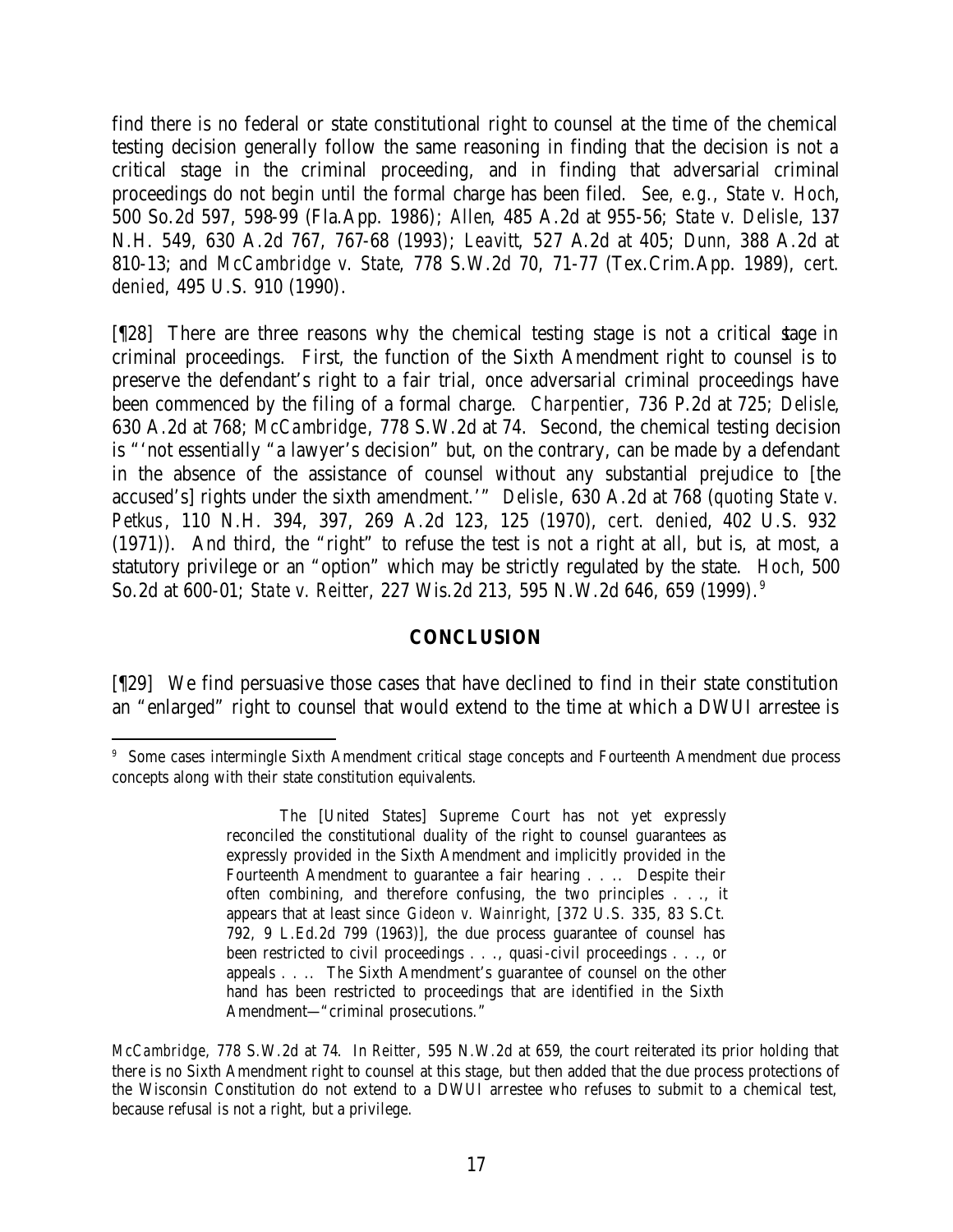find there is no federal or state constitutional right to counsel at the time of the chemical testing decision generally follow the same reasoning in finding that the decision is not a critical stage in the criminal proceeding, and in finding that adversarial criminal proceedings do not begin until the formal charge has been filed. *See, e.g., State v. Hoch*, 500 So.2d 597, 598-99 (Fla.App. 1986); *Allen*, 485 A.2d at 955-56; *State v. Delisle*, 137 N.H. 549, 630 A.2d 767, 767-68 (1993); *Leavitt*, 527 A.2d at 405; *Dunn*, 388 A.2d at 810-13; and *McCambridge v. State*, 778 S.W.2d 70, 71-77 (Tex.Crim.App. 1989), *cert. denied*, 495 U.S. 910 (1990).

[¶28] There are three reasons why the chemical testing stage is not a critical stage in criminal proceedings. First, the function of the Sixth Amendment right to counsel is to preserve the defendant's right to a fair trial, once adversarial criminal proceedings have been commenced by the filing of a formal charge. *Charpentier*, 736 P.2d at 725; *Delisle*, 630 A.2d at 768; *McCambridge*, 778 S.W.2d at 74. Second, the chemical testing decision is "'not essentially "a lawyer's decision" but, on the contrary, can be made by a defendant in the absence of the assistance of counsel without any substantial prejudice to [the accused's] rights under the sixth amendment.'" *Delisle*, 630 A.2d at 768 (*quoting State v. Petkus*, 110 N.H. 394, 397, 269 A.2d 123, 125 (1970), *cert. denied*, 402 U.S. 932 (1971)). And third, the "right" to refuse the test is not a right at all, but is, at most, a statutory privilege or an "option" which may be strictly regulated by the state. *Hoch*, 500 So.2d at 600-01; *State v. Reitter*, 227 Wis.2d 213, 595 N.W.2d 646, 659 (1999).[9]

## CONCLUSION

[¶29] We find persuasive those cases that have declined to find in their state constitution an "enlarged" right to counsel that would extend to the time at which a DWUI arrestee is

---

[9] Some cases intermingle Sixth Amendment critical stage concepts and Fourteenth Amendment due process concepts along with their state constitution equivalents.

> The [United States] Supreme Court has not yet expressly reconciled the constitutional duality of the right to counsel guarantees as expressly provided in the Sixth Amendment and implicitly provided in the Fourteenth Amendment to guarantee a fair hearing . . .. Despite their often combining, and therefore confusing, the two principles . . ., it appears that at least since *Gideon v. Wainright*, [372 U.S. 335, 83 S.Ct. 792, 9 L.Ed.2d 799 (1963)], the due process guarantee of counsel has been restricted to civil proceedings . . ., quasi-civil proceedings . . ., or appeals . . .. The Sixth Amendment's guarantee of counsel on the other hand has been restricted to proceedings that are identified in the Sixth Amendment—"criminal prosecutions."

*McCambridge*, 778 S.W.2d at 74. In *Reitter*, 595 N.W.2d at 659, the court reiterated its prior holding that there is no Sixth Amendment right to counsel at this stage, but then added that the due process protections of the Wisconsin Constitution do not extend to a DWUI arrestee who refuses to submit to a chemical test, because refusal is not a right, but a privilege.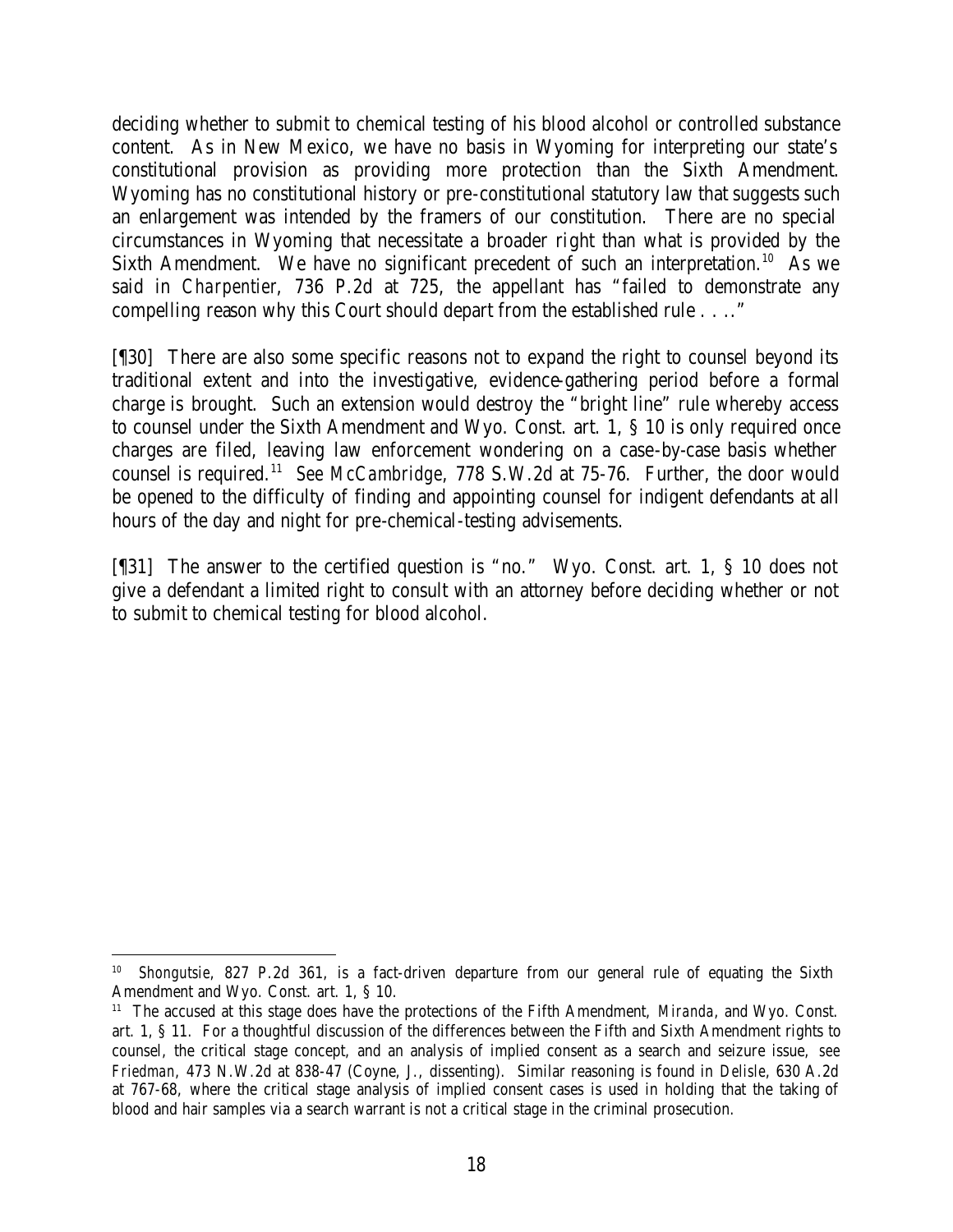deciding whether to submit to chemical testing of his blood alcohol or controlled substance content. As in New Mexico, we have no basis in Wyoming for interpreting our state's constitutional provision as providing more protection than the Sixth Amendment. Wyoming has no constitutional history or pre-constitutional statutory law that suggests such an enlargement was intended by the framers of our constitution. There are no special circumstances in Wyoming that necessitate a broader right than what is provided by the Sixth Amendment. We have no significant precedent of such an interpretation.[10] As we said in *Charpentier*, 736 P.2d at 725, the appellant has "failed to demonstrate any compelling reason why this Court should depart from the established rule . . .."

[¶30] There are also some specific reasons not to expand the right to counsel beyond its traditional extent and into the investigative, evidence-gathering period before a formal charge is brought. Such an extension would destroy the "bright line" rule whereby access to counsel under the Sixth Amendment and Wyo. Const. art. 1, § 10 is only required once charges are filed, leaving law enforcement wondering on a case-by-case basis whether counsel is required.[11] *See McCambridge*, 778 S.W.2d at 75-76. Further, the door would be opened to the difficulty of finding and appointing counsel for indigent defendants at all hours of the day and night for pre-chemical-testing advisements.

[¶31] The answer to the certified question is "no." Wyo. Const. art. 1, § 10 does not give a defendant a limited right to consult with an attorney before deciding whether or not to submit to chemical testing for blood alcohol.

---

[10] *Shongutsie*, 827 P.2d 361, is a fact-driven departure from our general rule of equating the Sixth Amendment and Wyo. Const. art. 1, § 10.

[11] The accused at this stage does have the protections of the Fifth Amendment, *Miranda*, and Wyo. Const. art. 1, § 11. For a thoughtful discussion of the differences between the Fifth and Sixth Amendment rights to counsel, the critical stage concept, and an analysis of implied consent as a search and seizure issue, *see Friedman*, 473 N.W.2d at 838-47 (Coyne, J., dissenting). Similar reasoning is found in *Delisle*, 630 A.2d at 767-68, where the critical stage analysis of implied consent cases is used in holding that the taking of blood and hair samples via a search warrant is not a critical stage in the criminal prosecution.